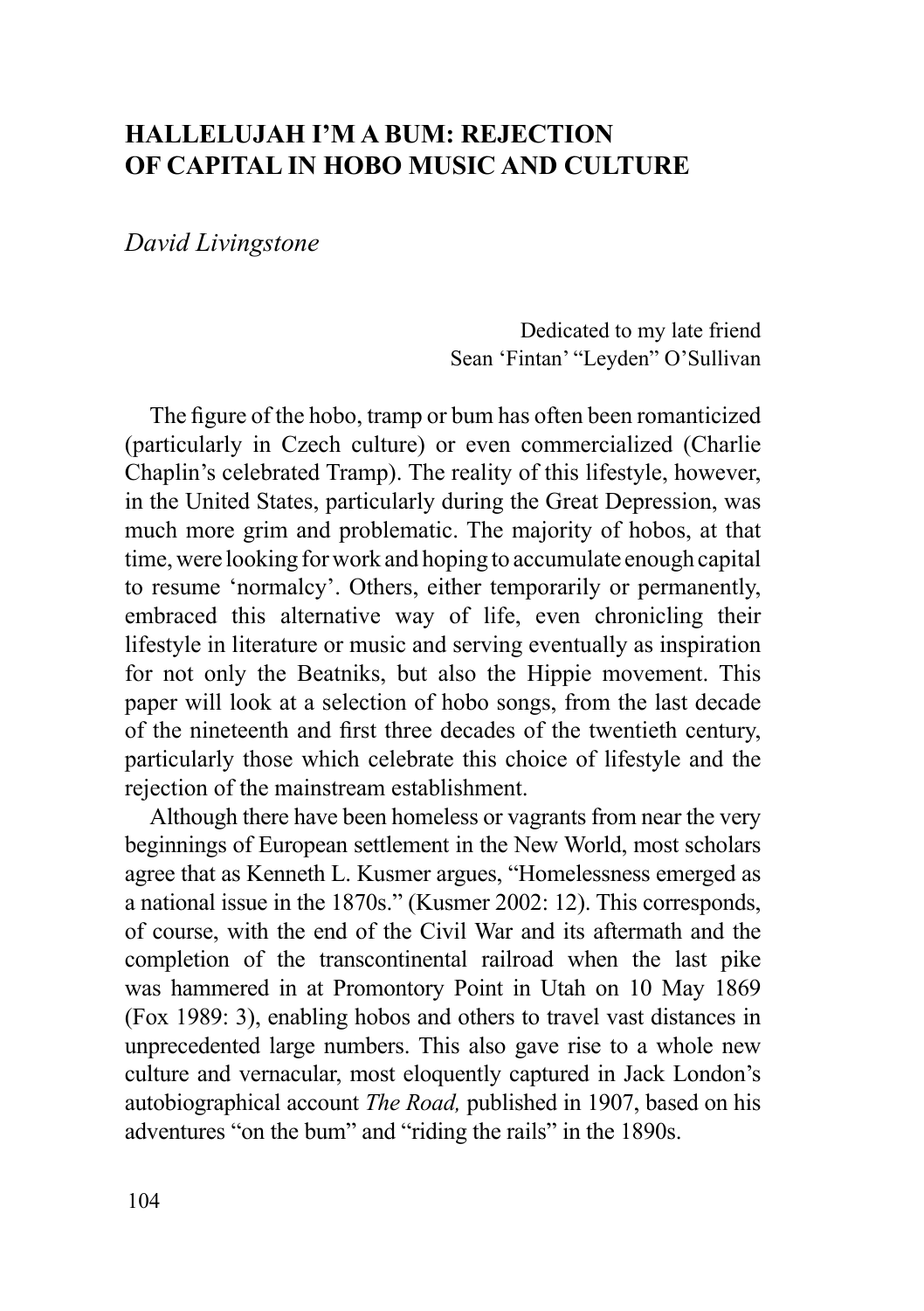# HALLELUJAH I'M A BUM: REJECTION OF CAPITAL IN HOBO MUSIC AND CULTURE

*David Livingstone*

Dedicated to my late friend
Sean 'Fintan' "Leyden" O'Sullivan

The figure of the hobo, tramp or bum has often been romanticized (particularly in Czech culture) or even commercialized (Charlie Chaplin's celebrated Tramp). The reality of this lifestyle, however, in the United States, particularly during the Great Depression, was much more grim and problematic. The majority of hobos, at that time, were looking for work and hoping to accumulate enough capital to resume 'normalcy'. Others, either temporarily or permanently, embraced this alternative way of life, even chronicling their lifestyle in literature or music and serving eventually as inspiration for not only the Beatniks, but also the Hippie movement. This paper will look at a selection of hobo songs, from the last decade of the nineteenth and first three decades of the twentieth century, particularly those which celebrate this choice of lifestyle and the rejection of the mainstream establishment.

Although there have been homeless or vagrants from near the very beginnings of European settlement in the New World, most scholars agree that as Kenneth L. Kusmer argues, "Homelessness emerged as a national issue in the 1870s." (Kusmer 2002: 12). This corresponds, of course, with the end of the Civil War and its aftermath and the completion of the transcontinental railroad when the last pike was hammered in at Promontory Point in Utah on 10 May 1869 (Fox 1989: 3), enabling hobos and others to travel vast distances in unprecedented large numbers. This also gave rise to a whole new culture and vernacular, most eloquently captured in Jack London's autobiographical account *The Road,* published in 1907, based on his adventures "on the bum" and "riding the rails" in the 1890s.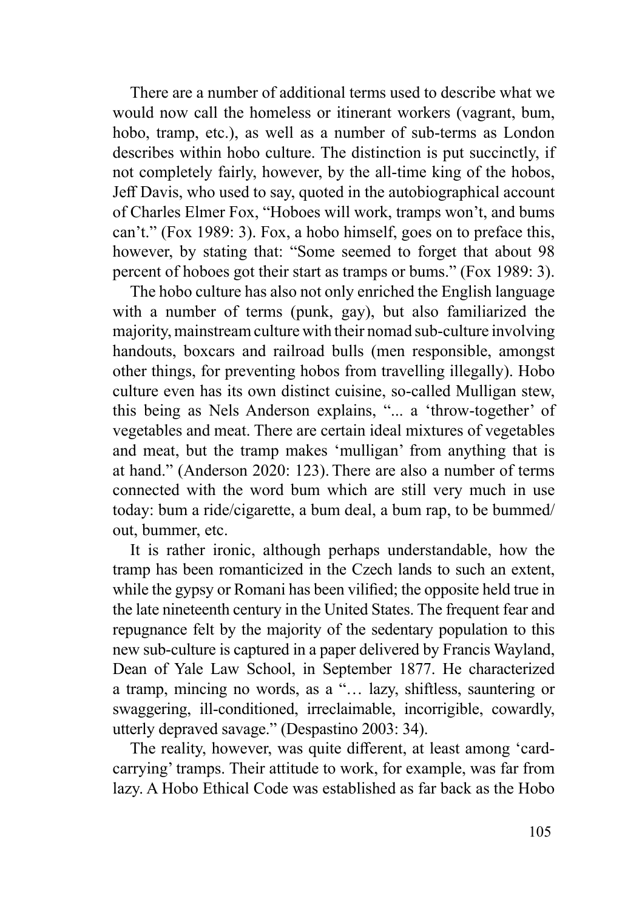There are a number of additional terms used to describe what we would now call the homeless or itinerant workers (vagrant, bum, hobo, tramp, etc.), as well as a number of sub-terms as London describes within hobo culture. The distinction is put succinctly, if not completely fairly, however, by the all-time king of the hobos, Jeff Davis, who used to say, quoted in the autobiographical account of Charles Elmer Fox, "Hoboes will work, tramps won't, and bums can't." (Fox 1989: 3). Fox, a hobo himself, goes on to preface this, however, by stating that: "Some seemed to forget that about 98 percent of hoboes got their start as tramps or bums." (Fox 1989: 3).

The hobo culture has also not only enriched the English language with a number of terms (punk, gay), but also familiarized the majority, mainstream culture with their nomad sub-culture involving handouts, boxcars and railroad bulls (men responsible, amongst other things, for preventing hobos from travelling illegally). Hobo culture even has its own distinct cuisine, so-called Mulligan stew, this being as Nels Anderson explains, "... a 'throw-together' of vegetables and meat. There are certain ideal mixtures of vegetables and meat, but the tramp makes 'mulligan' from anything that is at hand." (Anderson 2020: 123). There are also a number of terms connected with the word bum which are still very much in use today: bum a ride/cigarette, a bum deal, a bum rap, to be bummed/out, bummer, etc.

It is rather ironic, although perhaps understandable, how the tramp has been romanticized in the Czech lands to such an extent, while the gypsy or Romani has been vilified; the opposite held true in the late nineteenth century in the United States. The frequent fear and repugnance felt by the majority of the sedentary population to this new sub-culture is captured in a paper delivered by Francis Wayland, Dean of Yale Law School, in September 1877. He characterized a tramp, mincing no words, as a "… lazy, shiftless, sauntering or swaggering, ill-conditioned, irreclaimable, incorrigible, cowardly, utterly depraved savage." (Despastino 2003: 34).

The reality, however, was quite different, at least among 'card-carrying' tramps. Their attitude to work, for example, was far from lazy. A Hobo Ethical Code was established as far back as the Hobo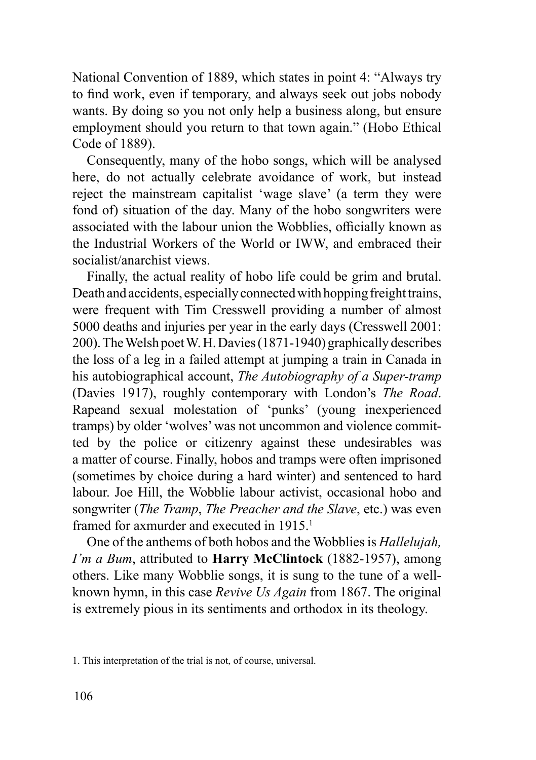National Convention of 1889, which states in point 4: "Always try to find work, even if temporary, and always seek out jobs nobody wants. By doing so you not only help a business along, but ensure employment should you return to that town again." (Hobo Ethical Code of 1889).

Consequently, many of the hobo songs, which will be analysed here, do not actually celebrate avoidance of work, but instead reject the mainstream capitalist 'wage slave' (a term they were fond of) situation of the day. Many of the hobo songwriters were associated with the labour union the Wobblies, officially known as the Industrial Workers of the World or IWW, and embraced their socialist/anarchist views.

Finally, the actual reality of hobo life could be grim and brutal. Death and accidents, especially connected with hopping freight trains, were frequent with Tim Cresswell providing a number of almost 5000 deaths and injuries per year in the early days (Cresswell 2001: 200). The Welsh poet W. H. Davies (1871-1940) graphically describes the loss of a leg in a failed attempt at jumping a train in Canada in his autobiographical account, *The Autobiography of a Super-tramp* (Davies 1917), roughly contemporary with London's *The Road*. Rapeand sexual molestation of 'punks' (young inexperienced tramps) by older 'wolves' was not uncommon and violence committed by the police or citizenry against these undesirables was a matter of course. Finally, hobos and tramps were often imprisoned (sometimes by choice during a hard winter) and sentenced to hard labour. Joe Hill, the Wobblie labour activist, occasional hobo and songwriter (*The Tramp*, *The Preacher and the Slave*, etc.) was even framed for axmurder and executed in 1915.[1]

One of the anthems of both hobos and the Wobblies is *Hallelujah, I'm a Bum*, attributed to **Harry McClintock** (1882-1957), among others. Like many Wobblie songs, it is sung to the tune of a well-known hymn, in this case *Revive Us Again* from 1867. The original is extremely pious in its sentiments and orthodox in its theology.

1. This interpretation of the trial is not, of course, universal.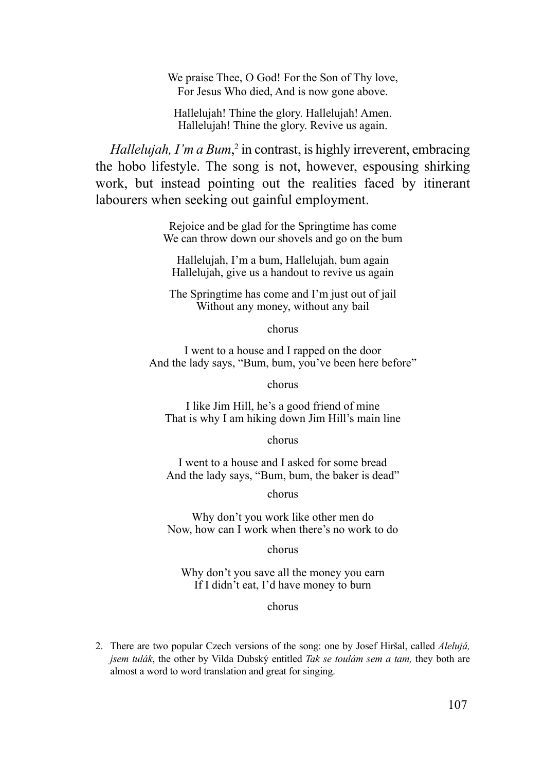We praise Thee, O God! For the Son of Thy love,  
For Jesus Who died, And is now gone above.

Hallelujah! Thine the glory. Hallelujah! Amen.  
Hallelujah! Thine the glory. Revive us again.

*Hallelujah, I'm a Bum*,[2] in contrast, is highly irreverent, embracing the hobo lifestyle. The song is not, however, espousing shirking work, but instead pointing out the realities faced by itinerant labourers when seeking out gainful employment.

Rejoice and be glad for the Springtime has come  
We can throw down our shovels and go on the bum

Hallelujah, I'm a bum, Hallelujah, bum again  
Hallelujah, give us a handout to revive us again

The Springtime has come and I'm just out of jail  
Without any money, without any bail

chorus

I went to a house and I rapped on the door  
And the lady says, "Bum, bum, you've been here before"

chorus

I like Jim Hill, he's a good friend of mine  
That is why I am hiking down Jim Hill's main line

chorus

I went to a house and I asked for some bread  
And the lady says, "Bum, bum, the baker is dead"

chorus

Why don't you work like other men do  
Now, how can I work when there's no work to do

chorus

Why don't you save all the money you earn  
If I didn't eat, I'd have money to burn

chorus

2. There are two popular Czech versions of the song: one by Josef Hiršal, called *Alelujá, jsem tulák*, the other by Vilda Dubský entitled *Tak se toulám sem a tam,* they both are almost a word to word translation and great for singing.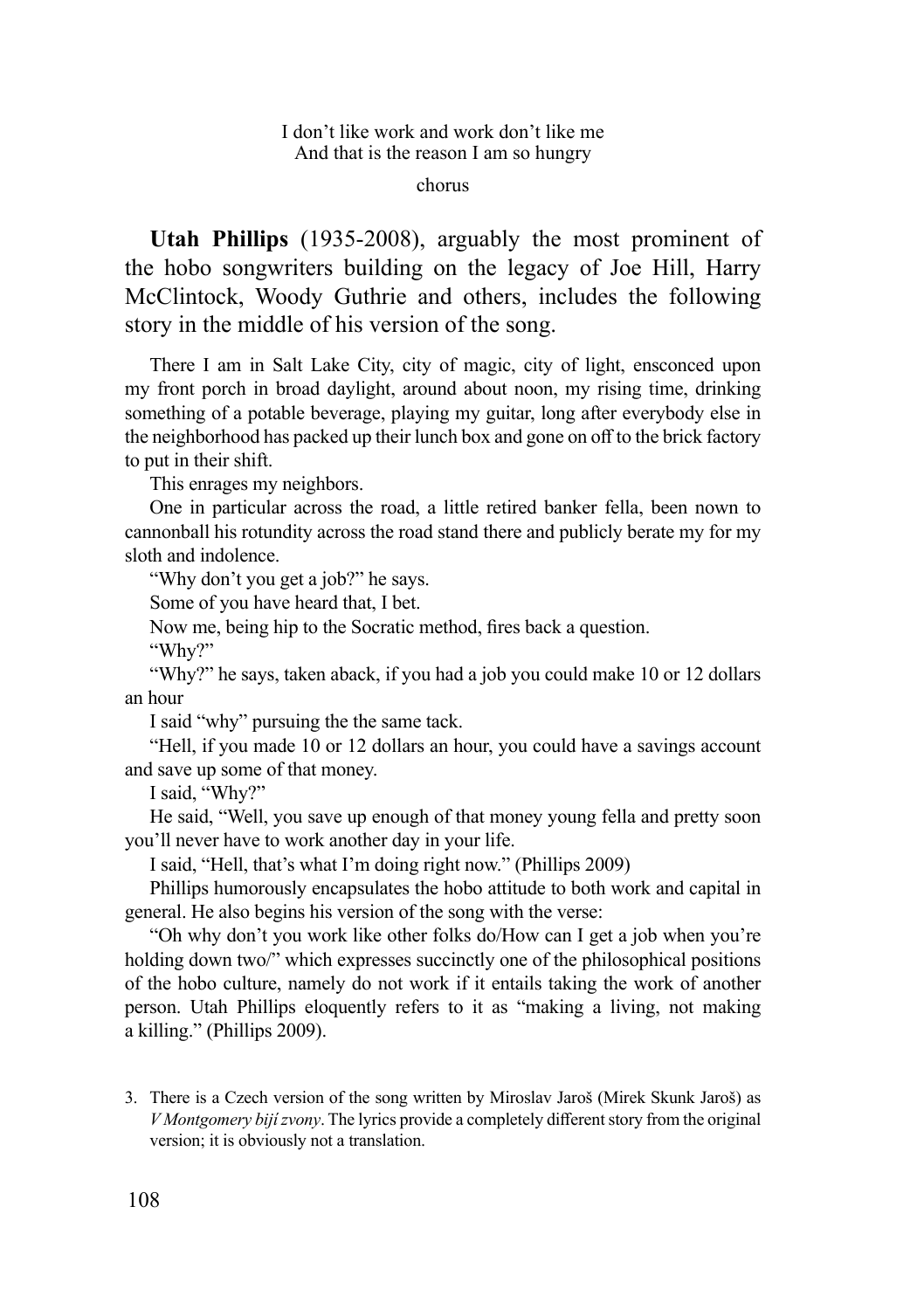I don't like work and work don't like me
And that is the reason I am so hungry

chorus

**Utah Phillips** (1935-2008), arguably the most prominent of the hobo songwriters building on the legacy of Joe Hill, Harry McClintock, Woody Guthrie and others, includes the following story in the middle of his version of the song.

There I am in Salt Lake City, city of magic, city of light, ensconced upon my front porch in broad daylight, around about noon, my rising time, drinking something of a potable beverage, playing my guitar, long after everybody else in the neighborhood has packed up their lunch box and gone on off to the brick factory to put in their shift.

This enrages my neighbors.

One in particular across the road, a little retired banker fella, been nown to cannonball his rotundity across the road stand there and publicly berate my for my sloth and indolence.

"Why don't you get a job?" he says.

Some of you have heard that, I bet.

Now me, being hip to the Socratic method, fires back a question.

"Why?"

"Why?" he says, taken aback, if you had a job you could make 10 or 12 dollars an hour

I said "why" pursuing the the same tack.

"Hell, if you made 10 or 12 dollars an hour, you could have a savings account and save up some of that money.

I said, "Why?"

He said, "Well, you save up enough of that money young fella and pretty soon you'll never have to work another day in your life.

I said, "Hell, that's what I'm doing right now." (Phillips 2009)

Phillips humorously encapsulates the hobo attitude to both work and capital in general. He also begins his version of the song with the verse:

"Oh why don't you work like other folks do/How can I get a job when you're holding down two/" which expresses succinctly one of the philosophical positions of the hobo culture, namely do not work if it entails taking the work of another person. Utah Phillips eloquently refers to it as "making a living, not making a killing." (Phillips 2009).

3. There is a Czech version of the song written by Miroslav Jaroš (Mirek Skunk Jaroš) as *V Montgomery bijí zvony*. The lyrics provide a completely different story from the original version; it is obviously not a translation.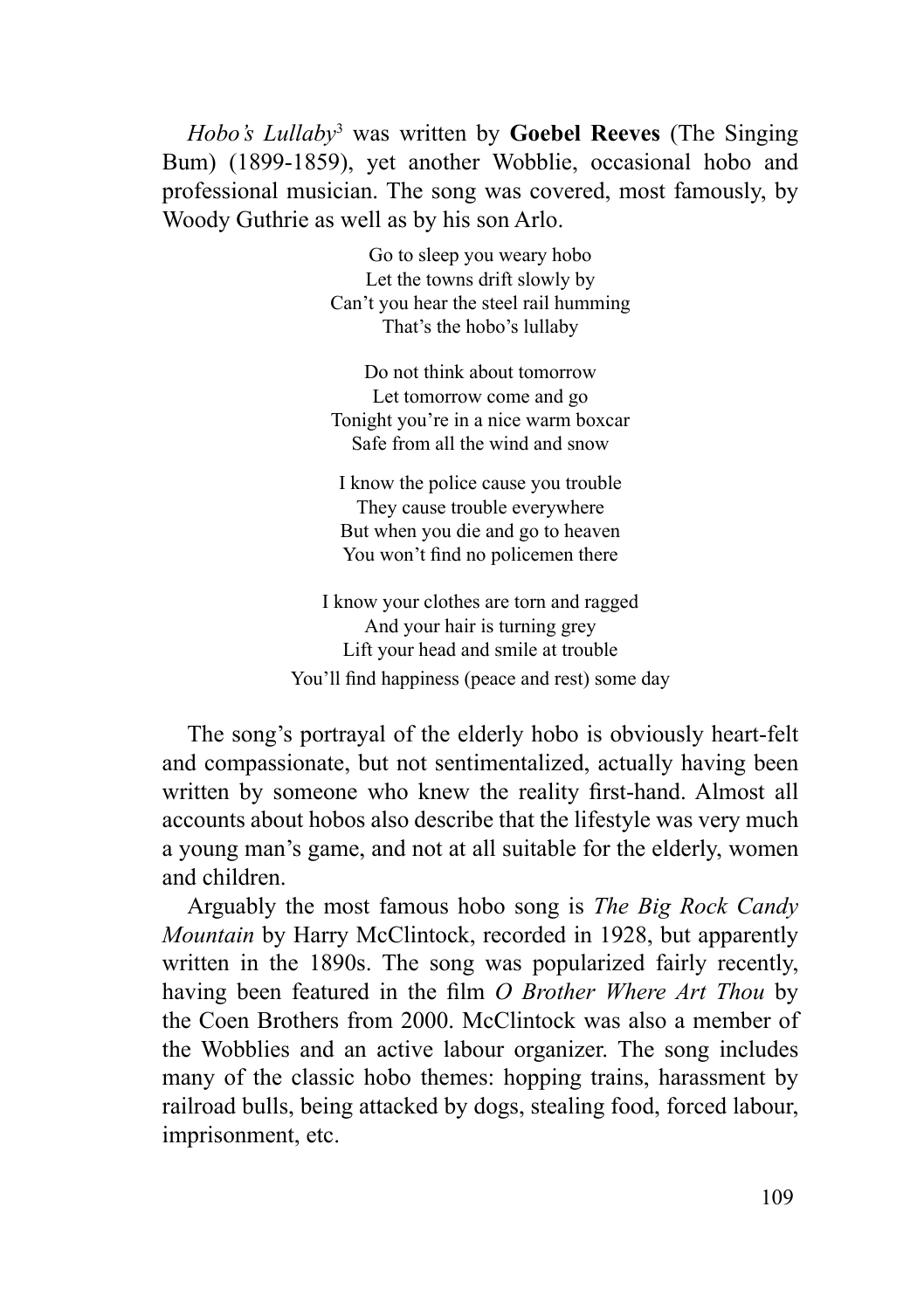*Hobo's Lullaby*[3] was written by **Goebel Reeves** (The Singing Bum) (1899-1859), yet another Wobblie, occasional hobo and professional musician. The song was covered, most famously, by Woody Guthrie as well as by his son Arlo.

> Go to sleep you weary hobo
> Let the towns drift slowly by
> Can't you hear the steel rail humming
> That's the hobo's lullaby
>
> Do not think about tomorrow
> Let tomorrow come and go
> Tonight you're in a nice warm boxcar
> Safe from all the wind and snow
>
> I know the police cause you trouble
> They cause trouble everywhere
> But when you die and go to heaven
> You won't find no policemen there
>
> I know your clothes are torn and ragged
> And your hair is turning grey
> Lift your head and smile at trouble
> You'll find happiness (peace and rest) some day

The song's portrayal of the elderly hobo is obviously heart-felt and compassionate, but not sentimentalized, actually having been written by someone who knew the reality first-hand. Almost all accounts about hobos also describe that the lifestyle was very much a young man's game, and not at all suitable for the elderly, women and children.

Arguably the most famous hobo song is *The Big Rock Candy Mountain* by Harry McClintock, recorded in 1928, but apparently written in the 1890s. The song was popularized fairly recently, having been featured in the film *O Brother Where Art Thou* by the Coen Brothers from 2000. McClintock was also a member of the Wobblies and an active labour organizer. The song includes many of the classic hobo themes: hopping trains, harassment by railroad bulls, being attacked by dogs, stealing food, forced labour, imprisonment, etc.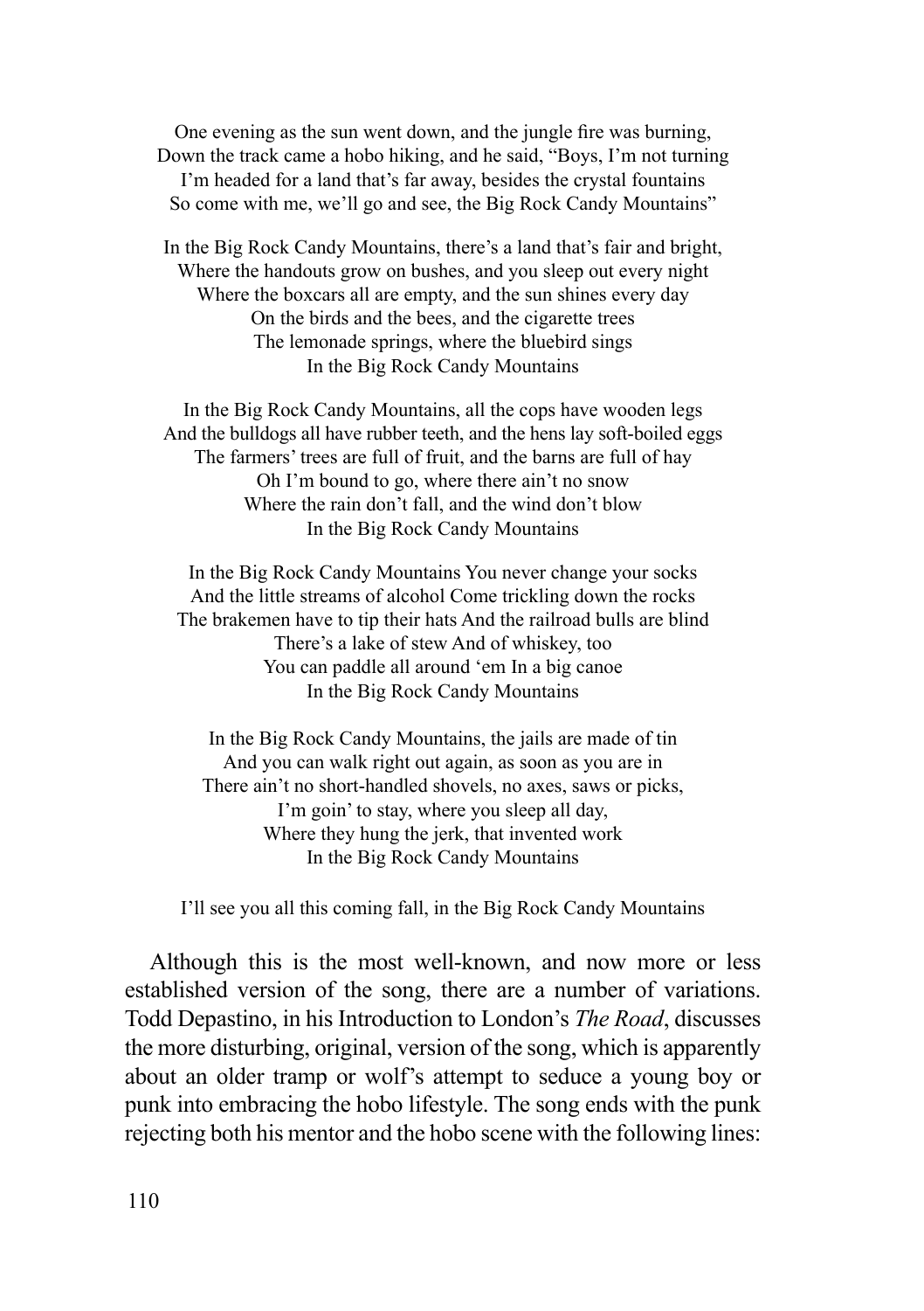One evening as the sun went down, and the jungle fire was burning,  
Down the track came a hobo hiking, and he said, "Boys, I'm not turning  
I'm headed for a land that's far away, besides the crystal fountains  
So come with me, we'll go and see, the Big Rock Candy Mountains"

In the Big Rock Candy Mountains, there's a land that's fair and bright,  
Where the handouts grow on bushes, and you sleep out every night  
Where the boxcars all are empty, and the sun shines every day  
On the birds and the bees, and the cigarette trees  
The lemonade springs, where the bluebird sings  
In the Big Rock Candy Mountains

In the Big Rock Candy Mountains, all the cops have wooden legs  
And the bulldogs all have rubber teeth, and the hens lay soft-boiled eggs  
The farmers' trees are full of fruit, and the barns are full of hay  
Oh I'm bound to go, where there ain't no snow  
Where the rain don't fall, and the wind don't blow  
In the Big Rock Candy Mountains

In the Big Rock Candy Mountains You never change your socks  
And the little streams of alcohol Come trickling down the rocks  
The brakemen have to tip their hats And the railroad bulls are blind  
There's a lake of stew And of whiskey, too  
You can paddle all around 'em In a big canoe  
In the Big Rock Candy Mountains

In the Big Rock Candy Mountains, the jails are made of tin  
And you can walk right out again, as soon as you are in  
There ain't no short-handled shovels, no axes, saws or picks,  
I'm goin' to stay, where you sleep all day,  
Where they hung the jerk, that invented work  
In the Big Rock Candy Mountains

I'll see you all this coming fall, in the Big Rock Candy Mountains

Although this is the most well-known, and now more or less established version of the song, there are a number of variations. Todd Depastino, in his Introduction to London's *The Road*, discusses the more disturbing, original, version of the song, which is apparently about an older tramp or wolf's attempt to seduce a young boy or punk into embracing the hobo lifestyle. The song ends with the punk rejecting both his mentor and the hobo scene with the following lines: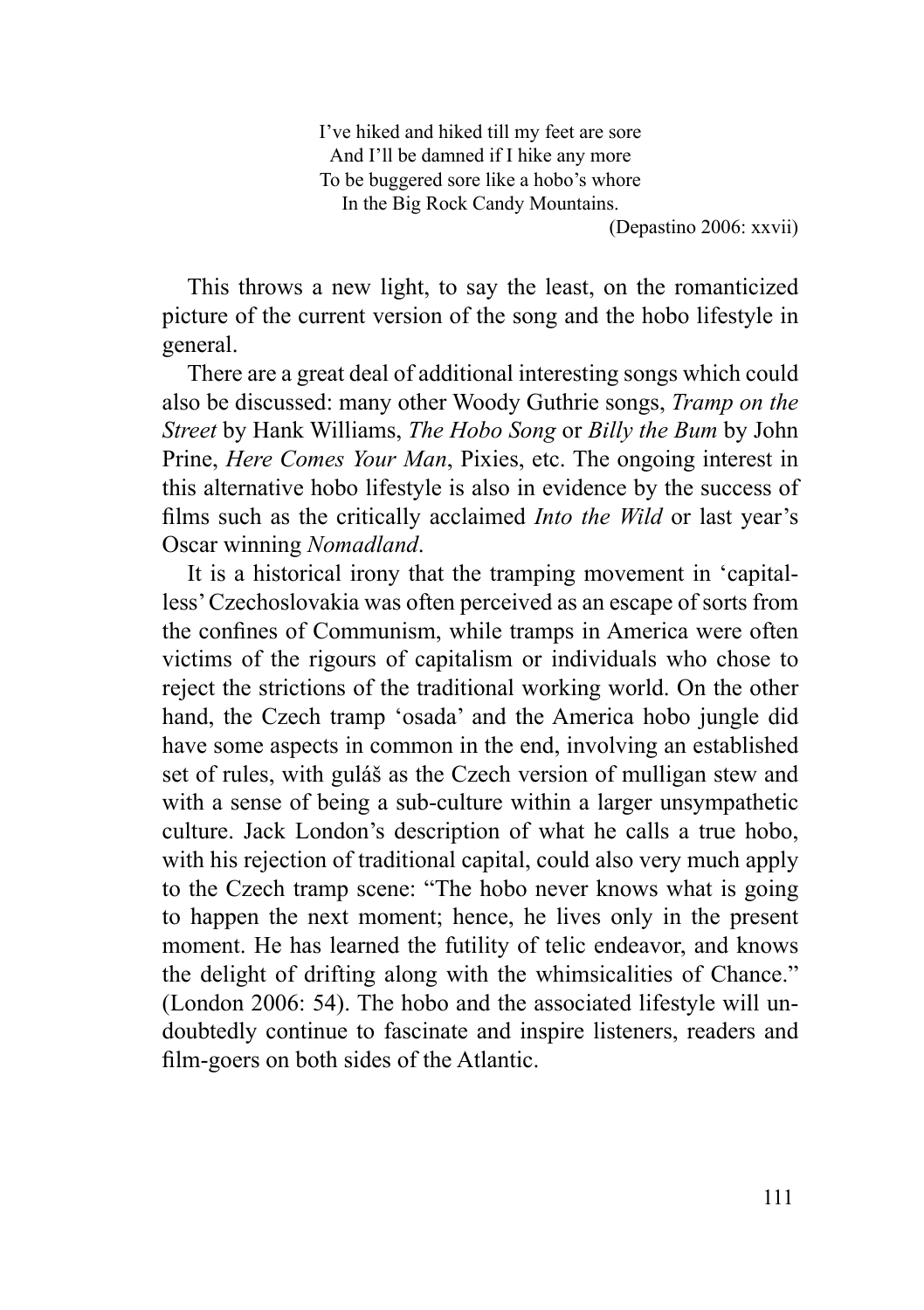> I've hiked and hiked till my feet are sore
> And I'll be damned if I hike any more
> To be buggered sore like a hobo's whore
> In the Big Rock Candy Mountains.
>
> (Depastino 2006: xxvii)

This throws a new light, to say the least, on the romanticized picture of the current version of the song and the hobo lifestyle in general.

There are a great deal of additional interesting songs which could also be discussed: many other Woody Guthrie songs, *Tramp on the Street* by Hank Williams, *The Hobo Song* or *Billy the Bum* by John Prine, *Here Comes Your Man*, Pixies, etc. The ongoing interest in this alternative hobo lifestyle is also in evidence by the success of films such as the critically acclaimed *Into the Wild* or last year's Oscar winning *Nomadland*.

It is a historical irony that the tramping movement in 'capital-less' Czechoslovakia was often perceived as an escape of sorts from the confines of Communism, while tramps in America were often victims of the rigours of capitalism or individuals who chose to reject the strictions of the traditional working world. On the other hand, the Czech tramp 'osada' and the America hobo jungle did have some aspects in common in the end, involving an established set of rules, with guláš as the Czech version of mulligan stew and with a sense of being a sub-culture within a larger unsympathetic culture. Jack London's description of what he calls a true hobo, with his rejection of traditional capital, could also very much apply to the Czech tramp scene: "The hobo never knows what is going to happen the next moment; hence, he lives only in the present moment. He has learned the futility of telic endeavor, and knows the delight of drifting along with the whimsicalities of Chance." (London 2006: 54). The hobo and the associated lifestyle will undoubtedly continue to fascinate and inspire listeners, readers and film-goers on both sides of the Atlantic.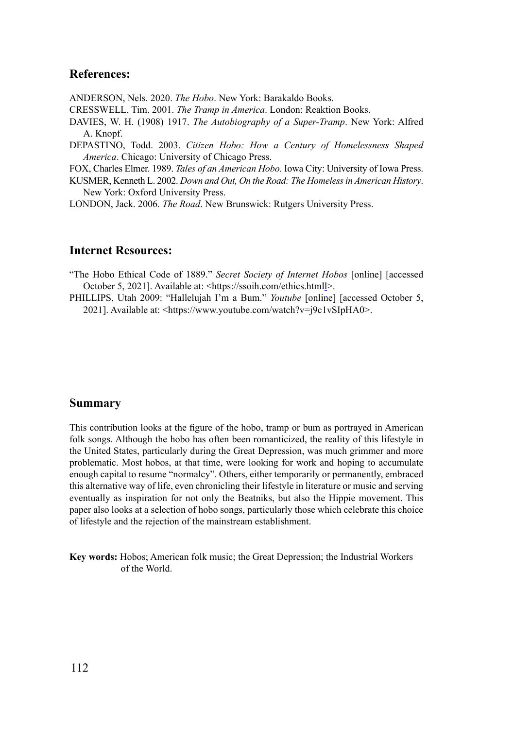## References:

ANDERSON, Nels. 2020. *The Hobo*. New York: Barakaldo Books.

CRESSWELL, Tim. 2001. *The Tramp in America*. London: Reaktion Books.

DAVIES, W. H. (1908) 1917. *The Autobiography of a Super-Tramp*. New York: Alfred A. Knopf.

DEPASTINO, Todd. 2003. *Citizen Hobo: How a Century of Homelessness Shaped America*. Chicago: University of Chicago Press.

FOX, Charles Elmer. 1989. *Tales of an American Hobo*. Iowa City: University of Iowa Press.

KUSMER, Kenneth L. 2002. *Down and Out, On the Road: The Homeless in American History*. New York: Oxford University Press.

LONDON, Jack. 2006. *The Road*. New Brunswick: Rutgers University Press.

## Internet Resources:

"The Hobo Ethical Code of 1889." *Secret Society of Internet Hobos* [online] [accessed October 5, 2021]. Available at: <https://ssoih.com/ethics.htmll>.

PHILLIPS, Utah 2009: "Hallelujah I'm a Bum." *Youtube* [online] [accessed October 5, 2021]. Available at: <https://www.youtube.com/watch?v=j9c1vSIpHA0>.

## Summary

This contribution looks at the figure of the hobo, tramp or bum as portrayed in American folk songs. Although the hobo has often been romanticized, the reality of this lifestyle in the United States, particularly during the Great Depression, was much grimmer and more problematic. Most hobos, at that time, were looking for work and hoping to accumulate enough capital to resume "normalcy". Others, either temporarily or permanently, embraced this alternative way of life, even chronicling their lifestyle in literature or music and serving eventually as inspiration for not only the Beatniks, but also the Hippie movement. This paper also looks at a selection of hobo songs, particularly those which celebrate this choice of lifestyle and the rejection of the mainstream establishment.

**Key words:** Hobos; American folk music; the Great Depression; the Industrial Workers of the World.